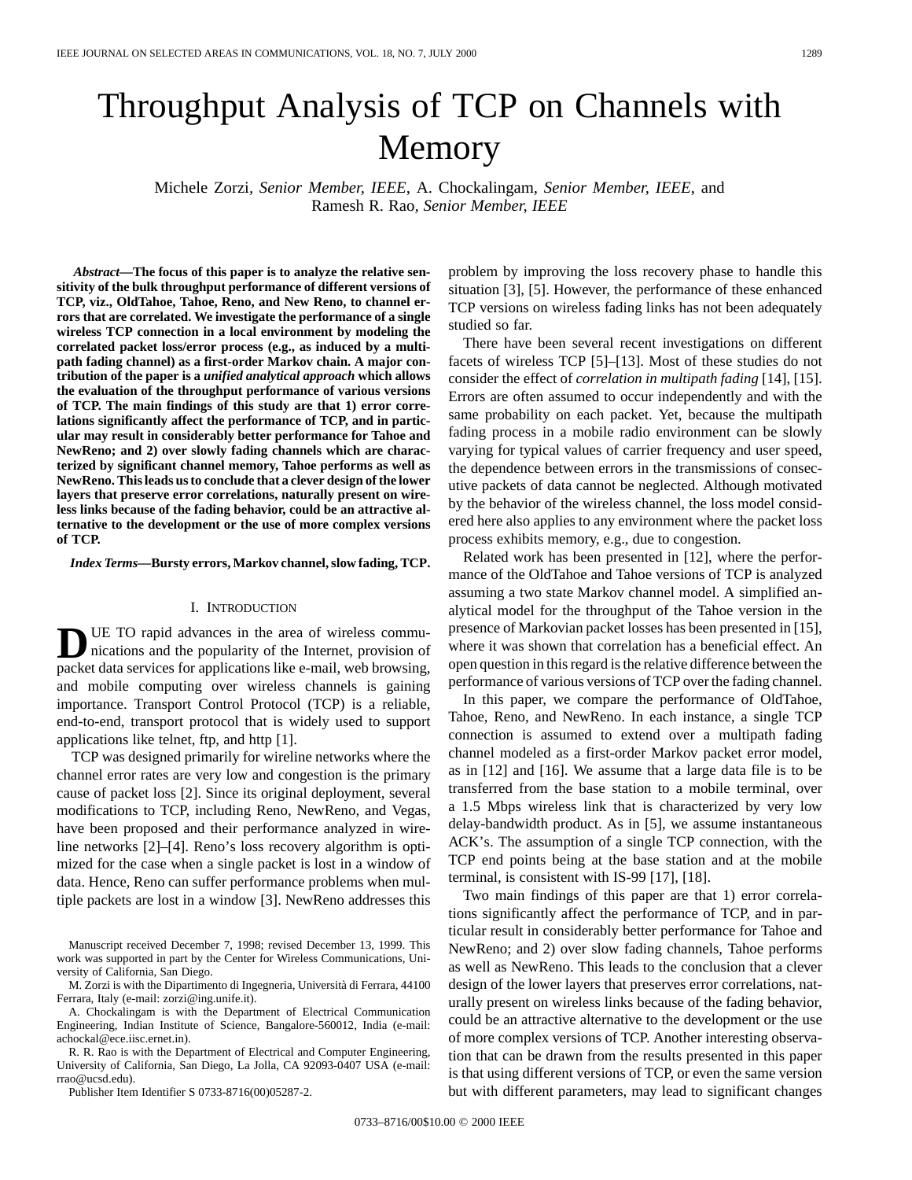# Throughput Analysis of TCP on Channels with Memory

Michele Zorzi, *Senior Member, IEEE*, A. Chockalingam, *Senior Member, IEEE*, and Ramesh R. Rao, *Senior Member, IEEE*

***Abstract*—The focus of this paper is to analyze the relative sensitivity of the bulk throughput performance of different versions of TCP, viz., OldTahoe, Tahoe, Reno, and New Reno, to channel errors that are correlated. We investigate the performance of a single wireless TCP connection in a local environment by modeling the correlated packet loss/error process (e.g., as induced by a multipath fading channel) as a first-order Markov chain. A major contribution of the paper is a *unified analytical approach* which allows the evaluation of the throughput performance of various versions of TCP. The main findings of this study are that 1) error correlations significantly affect the performance of TCP, and in particular may result in considerably better performance for Tahoe and NewReno; and 2) over slowly fading channels which are characterized by significant channel memory, Tahoe performs as well as NewReno. This leads us to conclude that a clever design of the lower layers that preserve error correlations, naturally present on wireless links because of the fading behavior, could be an attractive alternative to the development or the use of more complex versions of TCP.**

***Index Terms*—Bursty errors, Markov channel, slow fading, TCP.**

## I. INTRODUCTION

Due to rapid advances in the area of wireless communications and the popularity of the Internet, provision of packet data services for applications like e-mail, web browsing, and mobile computing over wireless channels is gaining importance. Transport Control Protocol (TCP) is a reliable, end-to-end, transport protocol that is widely used to support applications like telnet, ftp, and http [1].

TCP was designed primarily for wireline networks where the channel error rates are very low and congestion is the primary cause of packet loss [2]. Since its original deployment, several modifications to TCP, including Reno, NewReno, and Vegas, have been proposed and their performance analyzed in wireline networks [2]–[4]. Reno's loss recovery algorithm is optimized for the case when a single packet is lost in a window of data. Hence, Reno can suffer performance problems when multiple packets are lost in a window [3]. NewReno addresses this problem by improving the loss recovery phase to handle this situation [3], [5]. However, the performance of these enhanced TCP versions on wireless fading links has not been adequately studied so far.

There have been several recent investigations on different facets of wireless TCP [5]–[13]. Most of these studies do not consider the effect of *correlation in multipath fading* [14], [15]. Errors are often assumed to occur independently and with the same probability on each packet. Yet, because the multipath fading process in a mobile radio environment can be slowly varying for typical values of carrier frequency and user speed, the dependence between errors in the transmissions of consecutive packets of data cannot be neglected. Although motivated by the behavior of the wireless channel, the loss model considered here also applies to any environment where the packet loss process exhibits memory, e.g., due to congestion.

Related work has been presented in [12], where the performance of the OldTahoe and Tahoe versions of TCP is analyzed assuming a two state Markov channel model. A simplified analytical model for the throughput of the Tahoe version in the presence of Markovian packet losses has been presented in [15], where it was shown that correlation has a beneficial effect. An open question in this regard is the relative difference between the performance of various versions of TCP over the fading channel.

In this paper, we compare the performance of OldTahoe, Tahoe, Reno, and NewReno. In each instance, a single TCP connection is assumed to extend over a multipath fading channel modeled as a first-order Markov packet error model, as in [12] and [16]. We assume that a large data file is to be transferred from the base station to a mobile terminal, over a 1.5 Mbps wireless link that is characterized by very low delay-bandwidth product. As in [5], we assume instantaneous ACK's. The assumption of a single TCP connection, with the TCP end points being at the base station and at the mobile terminal, is consistent with IS-99 [17], [18].

Two main findings of this paper are that 1) error correlations significantly affect the performance of TCP, and in particular result in considerably better performance for Tahoe and NewReno; and 2) over slow fading channels, Tahoe performs as well as NewReno. This leads to the conclusion that a clever design of the lower layers that preserves error correlations, naturally present on wireless links because of the fading behavior, could be an attractive alternative to the development or the use of more complex versions of TCP. Another interesting observation that can be drawn from the results presented in this paper is that using different versions of TCP, or even the same version but with different parameters, may lead to significant changes

---

Manuscript received December 7, 1998; revised December 13, 1999. This work was supported in part by the Center for Wireless Communications, University of California, San Diego.

M. Zorzi is with the Dipartimento di Ingegneria, Università di Ferrara, 44100 Ferrara, Italy (e-mail: zorzi@ing.unife.it).

A. Chockalingam is with the Department of Electrical Communication Engineering, Indian Institute of Science, Bangalore-560012, India (e-mail: achockal@ece.iisc.ernet.in).

R. R. Rao is with the Department of Electrical and Computer Engineering, University of California, San Diego, La Jolla, CA 92093-0407 USA (e-mail: rrao@ucsd.edu).

Publisher Item Identifier S 0733-8716(00)05287-2.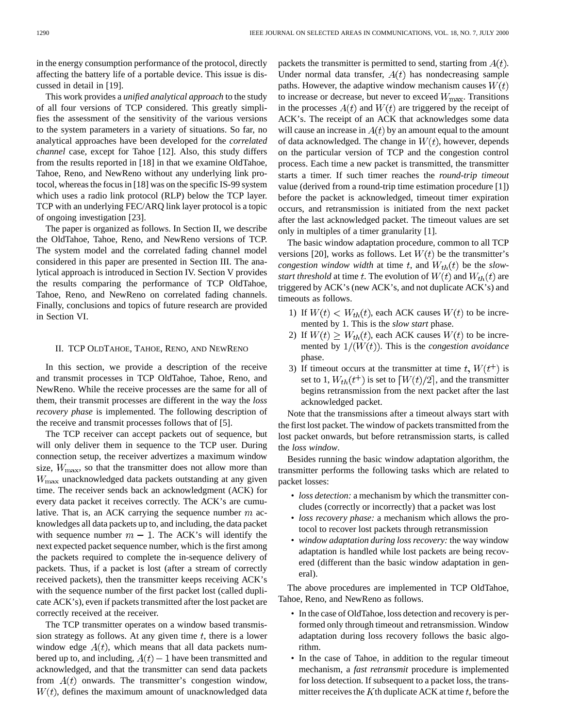in the energy consumption performance of the protocol, directly affecting the battery life of a portable device. This issue is discussed in detail in [19].

This work provides a *unified analytical approach* to the study of all four versions of TCP considered. This greatly simplifies the assessment of the sensitivity of the various versions to the system parameters in a variety of situations. So far, no analytical approaches have been developed for the *correlated channel* case, except for Tahoe [12]. Also, this study differs from the results reported in [18] in that we examine OldTahoe, Tahoe, Reno, and NewReno without any underlying link protocol, whereas the focus in [18] was on the specific IS-99 system which uses a radio link protocol (RLP) below the TCP layer. TCP with an underlying FEC/ARQ link layer protocol is a topic of ongoing investigation [23].

The paper is organized as follows. In Section II, we describe the OldTahoe, Tahoe, Reno, and NewReno versions of TCP. The system model and the correlated fading channel model considered in this paper are presented in Section III. The analytical approach is introduced in Section IV. Section V provides the results comparing the performance of TCP OldTahoe, Tahoe, Reno, and NewReno on correlated fading channels. Finally, conclusions and topics of future research are provided in Section VI.

## II. TCP OldTahoe, Tahoe, Reno, and NewReno

In this section, we provide a description of the receive and transmit processes in TCP OldTahoe, Tahoe, Reno, and NewReno. While the receive processes are the same for all of them, their transmit processes are different in the way the *loss recovery phase* is implemented. The following description of the receive and transmit processes follows that of [5].

The TCP receiver can accept packets out of sequence, but will only deliver them in sequence to the TCP user. During connection setup, the receiver advertizes a maximum window size, $W_{\max}$, so that the transmitter does not allow more than $W_{\max}$ unacknowledged data packets outstanding at any given time. The receiver sends back an acknowledgment (ACK) for every data packet it receives correctly. The ACK's are cumulative. That is, an ACK carrying the sequence number $m$ acknowledges all data packets up to, and including, the data packet with sequence number $m-1$. The ACK's will identify the next expected packet sequence number, which is the first among the packets required to complete the in-sequence delivery of packets. Thus, if a packet is lost (after a stream of correctly received packets), then the transmitter keeps receiving ACK's with the sequence number of the first packet lost (called duplicate ACK's), even if packets transmitted after the lost packet are correctly received at the receiver.

The TCP transmitter operates on a window based transmission strategy as follows. At any given time $t$, there is a lower window edge $A(t)$, which means that all data packets numbered up to, and including, $A(t)-1$ have been transmitted and acknowledged, and that the transmitter can send data packets from $A(t)$ onwards. The transmitter's congestion window, $W(t)$, defines the maximum amount of unacknowledged data packets the transmitter is permitted to send, starting from $A(t)$. Under normal data transfer, $A(t)$ has nondecreasing sample paths. However, the adaptive window mechanism causes $W(t)$ to increase or decrease, but never to exceed $W_{\max}$. Transitions in the processes $A(t)$ and $W(t)$ are triggered by the receipt of ACK's. The receipt of an ACK that acknowledges some data will cause an increase in $A(t)$ by an amount equal to the amount of data acknowledged. The change in $W(t)$, however, depends on the particular version of TCP and the congestion control process. Each time a new packet is transmitted, the transmitter starts a timer. If such timer reaches the *round-trip timeout* value (derived from a round-trip time estimation procedure [1]) before the packet is acknowledged, timeout timer expiration occurs, and retransmission is initiated from the next packet after the last acknowledged packet. The timeout values are set only in multiples of a timer granularity [1].

The basic window adaptation procedure, common to all TCP versions [20], works as follows. Let $W(t)$ be the transmitter's *congestion window width* at time $t$, and $W_{th}(t)$ be the *slow-start threshold* at time $t$. The evolution of $W(t)$ and $W_{th}(t)$ are triggered by ACK's (new ACK's, and not duplicate ACK's) and timeouts as follows.

1) If $W(t) < W_{th}(t)$, each ACK causes $W(t)$ to be incremented by 1. This is the *slow start* phase.
2) If $W(t) \geq W_{th}(t)$, each ACK causes $W(t)$ to be incremented by $1/(W(t))$. This is the *congestion avoidance* phase.
3) If timeout occurs at the transmitter at time $t$, $W(t^{+})$ is set to 1, $W_{th}(t^{+})$ is set to $\lceil W(t)/2 \rceil$, and the transmitter begins retransmission from the next packet after the last acknowledged packet.

Note that the transmissions after a timeout always start with the first lost packet. The window of packets transmitted from the lost packet onwards, but before retransmission starts, is called the *loss window*.

Besides running the basic window adaptation algorithm, the transmitter performs the following tasks which are related to packet losses:

- *loss detection:* a mechanism by which the transmitter concludes (correctly or incorrectly) that a packet was lost
- *loss recovery phase:* a mechanism which allows the protocol to recover lost packets through retransmission
- *window adaptation during loss recovery:* the way window adaptation is handled while lost packets are being recovered (different than the basic window adaptation in general).

The above procedures are implemented in TCP OldTahoe, Tahoe, Reno, and NewReno as follows.

- In the case of OldTahoe, loss detection and recovery is performed only through timeout and retransmission. Window adaptation during loss recovery follows the basic algorithm.
- In the case of Tahoe, in addition to the regular timeout mechanism, a *fast retransmit* procedure is implemented for loss detection. If subsequent to a packet loss, the transmitter receives the $K$th duplicate ACK at time $t$, before the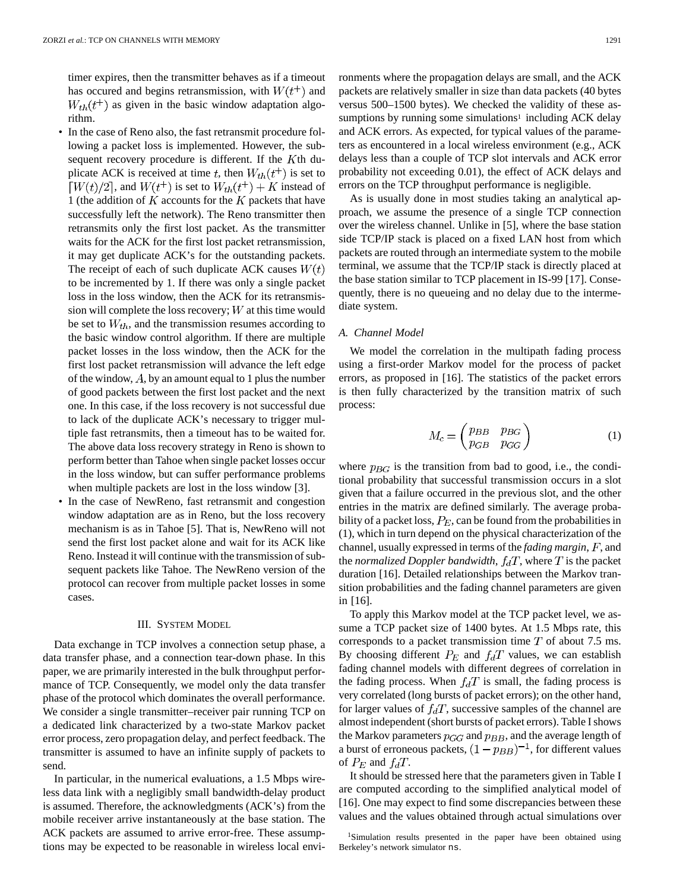timer expires, then the transmitter behaves as if a timeout has occured and begins retransmission, with $W(t^{+})$ and $W_{th}(t^{+})$ as given in the basic window adaptation algorithm.

- In the case of Reno also, the fast retransmit procedure following a packet loss is implemented. However, the subsequent recovery procedure is different. If the $K$th duplicate ACK is received at time $t$, then $W_{th}(t^{+})$ is set to $\lceil W(t)/2 \rceil$, and $W(t^{+})$ is set to $W_{th}(t^{+}) + K$ instead of 1 (the addition of $K$ accounts for the $K$ packets that have successfully left the network). The Reno transmitter then retransmits only the first lost packet. As the transmitter waits for the ACK for the first lost packet retransmission, it may get duplicate ACK's for the outstanding packets. The receipt of each of such duplicate ACK causes $W(t)$ to be incremented by 1. If there was only a single packet loss in the loss window, then the ACK for its retransmission will complete the loss recovery; $W$ at this time would be set to $W_{th}$, and the transmission resumes according to the basic window control algorithm. If there are multiple packet losses in the loss window, then the ACK for the first lost packet retransmission will advance the left edge of the window, $A$, by an amount equal to 1 plus the number of good packets between the first lost packet and the next one. In this case, if the loss recovery is not successful due to lack of the duplicate ACK's necessary to trigger multiple fast retransmits, then a timeout has to be waited for. The above data loss recovery strategy in Reno is shown to perform better than Tahoe when single packet losses occur in the loss window, but can suffer performance problems when multiple packets are lost in the loss window [3].
- In the case of NewReno, fast retransmit and congestion window adaptation are as in Reno, but the loss recovery mechanism is as in Tahoe [5]. That is, NewReno will not send the first lost packet alone and wait for its ACK like Reno. Instead it will continue with the transmission of subsequent packets like Tahoe. The NewReno version of the protocol can recover from multiple packet losses in some cases.

## III. System Model

Data exchange in TCP involves a connection setup phase, a data transfer phase, and a connection tear-down phase. In this paper, we are primarily interested in the bulk throughput performance of TCP. Consequently, we model only the data transfer phase of the protocol which dominates the overall performance. We consider a single transmitter–receiver pair running TCP on a dedicated link characterized by a two-state Markov packet error process, zero propagation delay, and perfect feedback. The transmitter is assumed to have an infinite supply of packets to send.

In particular, in the numerical evaluations, a 1.5 Mbps wireless data link with a negligibly small bandwidth-delay product is assumed. Therefore, the acknowledgments (ACK's) from the mobile receiver arrive instantaneously at the base station. The ACK packets are assumed to arrive error-free. These assumptions may be expected to be reasonable in wireless local environments where the propagation delays are small, and the ACK packets are relatively smaller in size than data packets (40 bytes versus 500–1500 bytes). We checked the validity of these assumptions by running some simulations[1] including ACK delay and ACK errors. As expected, for typical values of the parameters as encountered in a local wireless environment (e.g., ACK delays less than a couple of TCP slot intervals and ACK error probability not exceeding 0.01), the effect of ACK delays and errors on the TCP throughput performance is negligible.

As is usually done in most studies taking an analytical approach, we assume the presence of a single TCP connection over the wireless channel. Unlike in [5], where the base station side TCP/IP stack is placed on a fixed LAN host from which packets are routed through an intermediate system to the mobile terminal, we assume that the TCP/IP stack is directly placed at the base station similar to TCP placement in IS-99 [17]. Consequently, there is no queueing and no delay due to the intermediate system.

### A. Channel Model

We model the correlation in the multipath fading process using a first-order Markov model for the process of packet errors, as proposed in [16]. The statistics of the packet errors is then fully characterized by the transition matrix of such process:

$$M_c = \begin{pmatrix} p_{BB} & p_{BG} \\ p_{GB} & p_{GG} \end{pmatrix} \tag{1}$$

where $p_{BG}$ is the transition from bad to good, i.e., the conditional probability that successful transmission occurs in a slot given that a failure occurred in the previous slot, and the other entries in the matrix are defined similarly. The average probability of a packet loss, $P_E$, can be found from the probabilities in (1), which in turn depend on the physical characterization of the channel, usually expressed in terms of the *fading margin*, $F$, and the *normalized Doppler bandwidth*, $f_dT$, where $T$ is the packet duration [16]. Detailed relationships between the Markov transition probabilities and the fading channel parameters are given in [16].

To apply this Markov model at the TCP packet level, we assume a TCP packet size of 1400 bytes. At 1.5 Mbps rate, this corresponds to a packet transmission time $T$ of about 7.5 ms. By choosing different $P_E$ and $f_dT$ values, we can establish fading channel models with different degrees of correlation in the fading process. When $f_dT$ is small, the fading process is very correlated (long bursts of packet errors); on the other hand, for larger values of $f_dT$, successive samples of the channel are almost independent (short bursts of packet errors). Table I shows the Markov parameters $p_{GG}$ and $p_{BB}$, and the average length of a burst of erroneous packets, $(1 - p_{BB})^{-1}$, for different values of $P_E$ and $f_dT$.

It should be stressed here that the parameters given in Table I are computed according to the simplified analytical model of [16]. One may expect to find some discrepancies between these values and the values obtained through actual simulations over

[1] Simulation results presented in the paper have been obtained using Berkeley's network simulator ns.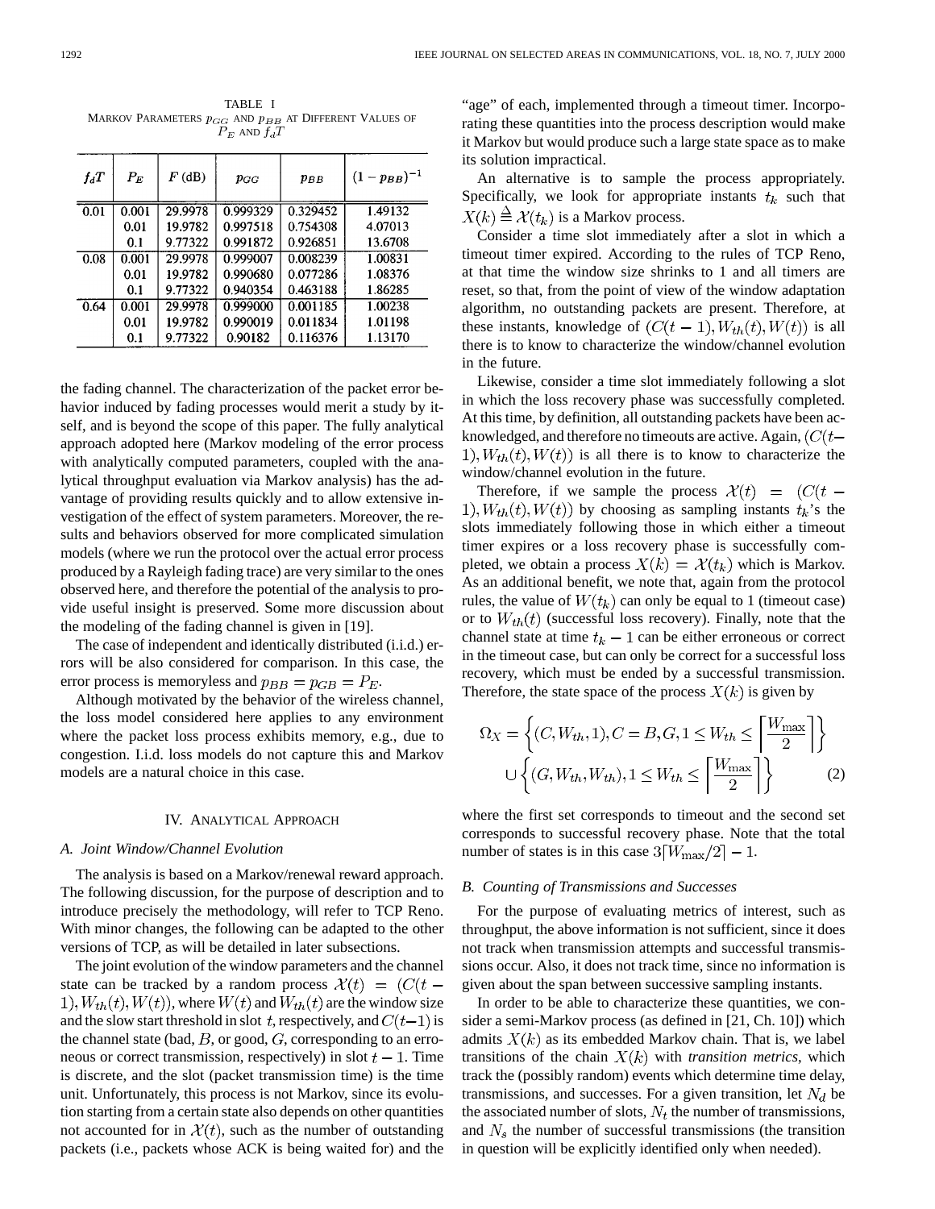TABLE I
MARKOV PARAMETERS $p_{GG}$ AND $p_{BB}$ AT DIFFERENT VALUES OF $P_E$ AND $f_dT$

| $f_dT$ | $P_E$ | $F$ (dB) | $p_{GG}$ | $p_{BB}$ | $(1-p_{BB})^{-1}$ |
|---|---|---|---|---|---|
| 0.01 | 0.001 | 29.9978 | 0.999329 | 0.329452 | 1.49132 |
| | 0.01 | 19.9782 | 0.997518 | 0.754308 | 4.07013 |
| | 0.1 | 9.77322 | 0.991872 | 0.926851 | 13.6708 |
| 0.08 | 0.001 | 29.9978 | 0.999007 | 0.008239 | 1.00831 |
| | 0.01 | 19.9782 | 0.990680 | 0.077286 | 1.08376 |
| | 0.1 | 9.77322 | 0.940354 | 0.463188 | 1.86285 |
| 0.64 | 0.001 | 29.9978 | 0.999000 | 0.001185 | 1.00238 |
| | 0.01 | 19.9782 | 0.990019 | 0.011834 | 1.01198 |
| | 0.1 | 9.77322 | 0.90182 | 0.116376 | 1.13170 |

the fading channel. The characterization of the packet error behavior induced by fading processes would merit a study by itself, and is beyond the scope of this paper. The fully analytical approach adopted here (Markov modeling of the error process with analytically computed parameters, coupled with the analytical throughput evaluation via Markov analysis) has the advantage of providing results quickly and to allow extensive investigation of the effect of system parameters. Moreover, the results and behaviors observed for more complicated simulation models (where we run the protocol over the actual error process produced by a Rayleigh fading trace) are very similar to the ones observed here, and therefore the potential of the analysis to provide useful insight is preserved. Some more discussion about the modeling of the fading channel is given in [19].

The case of independent and identically distributed (i.i.d.) errors will be also considered for comparison. In this case, the error process is memoryless and $p_{BB} = p_{GB} = P_E$.

Although motivated by the behavior of the wireless channel, the loss model considered here applies to any environment where the packet loss process exhibits memory, e.g., due to congestion. I.i.d. loss models do not capture this and Markov models are a natural choice in this case.

## IV. ANALYTICAL APPROACH

### A. Joint Window/Channel Evolution

The analysis is based on a Markov/renewal reward approach. The following discussion, for the purpose of description and to introduce precisely the methodology, will refer to TCP Reno. With minor changes, the following can be adapted to the other versions of TCP, as will be detailed in later subsections.

The joint evolution of the window parameters and the channel state can be tracked by a random process $\mathcal{X}(t) = (C(t-1), W_{th}(t), W(t))$, where $W(t)$ and $W_{th}(t)$ are the window size and the slow start threshold in slot $t$, respectively, and $C(t-1)$ is the channel state (bad, $B$, or good, $G$, corresponding to an erroneous or correct transmission, respectively) in slot $t-1$. Time is discrete, and the slot (packet transmission time) is the time unit. Unfortunately, this process is not Markov, since its evolution starting from a certain state also depends on other quantities not accounted for in $\mathcal{X}(t)$, such as the number of outstanding packets (i.e., packets whose ACK is being waited for) and the "age" of each, implemented through a timeout timer. Incorporating these quantities into the process description would make it Markov but would produce such a large state space as to make its solution impractical.

An alternative is to sample the process appropriately. Specifically, we look for appropriate instants $t_k$ such that $X(k) \triangleq \mathcal{X}(t_k)$ is a Markov process.

Consider a time slot immediately after a slot in which a timeout timer expired. According to the rules of TCP Reno, at that time the window size shrinks to 1 and all timers are reset, so that, from the point of view of the window adaptation algorithm, no outstanding packets are present. Therefore, at these instants, knowledge of $(C(t-1), W_{th}(t), W(t))$ is all there is to know to characterize the window/channel evolution in the future.

Likewise, consider a time slot immediately following a slot in which the loss recovery phase was successfully completed. At this time, by definition, all outstanding packets have been acknowledged, and therefore no timeouts are active. Again, $(C(t-1), W_{th}(t), W(t))$ is all there is to know to characterize the window/channel evolution in the future.

Therefore, if we sample the process $\mathcal{X}(t) = (C(t-1), W_{th}(t), W(t))$ by choosing as sampling instants $t_k$'s the slots immediately following those in which either a timeout timer expires or a loss recovery phase is successfully completed, we obtain a process $X(k) = \mathcal{X}(t_k)$ which is Markov. As an additional benefit, we note that, again from the protocol rules, the value of $W(t_k)$ can only be equal to 1 (timeout case) or to $W_{th}(t)$ (successful loss recovery). Finally, note that the channel state at time $t_k - 1$ can be either erroneous or correct in the timeout case, but can only be correct for a successful loss recovery, which must be ended by a successful transmission. Therefore, the state space of the process $X(k)$ is given by

$$\Omega_X = \left\{(C, W_{th}, 1), C = B, G, 1 \le W_{th} \le \left\lceil \frac{W_{\max}}{2} \right\rceil \right\} \cup \left\{(G, W_{th}, W_{th}), 1 \le W_{th} \le \left\lceil \frac{W_{\max}}{2} \right\rceil \right\} \quad (2)$$

where the first set corresponds to timeout and the second set corresponds to successful recovery phase. Note that the total number of states is in this case $3\lceil W_{\max}/2 \rceil - 1$.

### B. Counting of Transmissions and Successes

For the purpose of evaluating metrics of interest, such as throughput, the above information is not sufficient, since it does not track when transmission attempts and successful transmissions occur. Also, it does not track time, since no information is given about the span between successive sampling instants.

In order to be able to characterize these quantities, we consider a semi-Markov process (as defined in [21, Ch. 10]) which admits $X(k)$ as its embedded Markov chain. That is, we label transitions of the chain $X(k)$ with *transition metrics*, which track the (possibly random) events which determine time delay, transmissions, and successes. For a given transition, let $N_d$ be the associated number of slots, $N_t$ the number of transmissions, and $N_s$ the number of successful transmissions (the transition in question will be explicitly identified only when needed).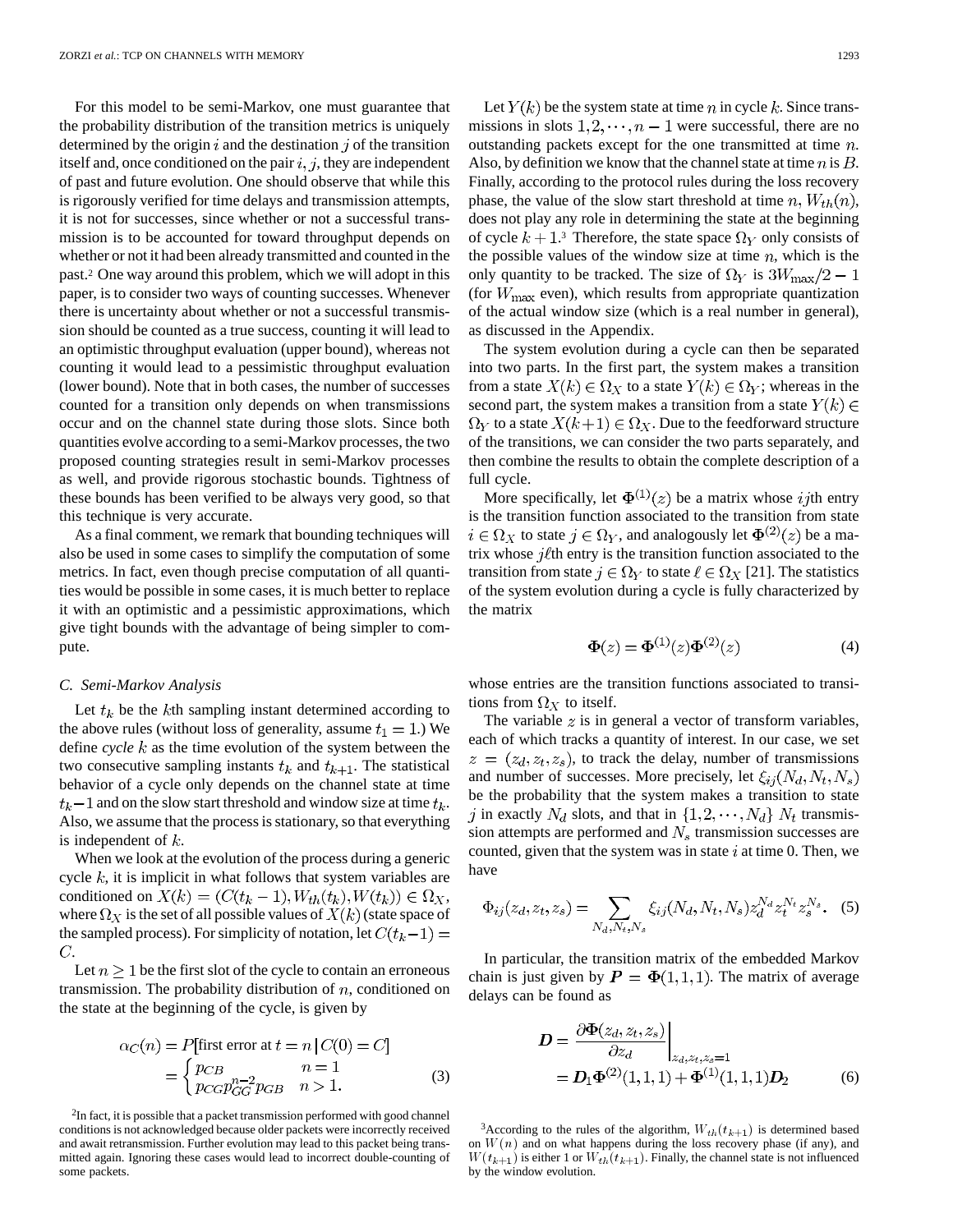For this model to be semi-Markov, one must guarantee that the probability distribution of the transition metrics is uniquely determined by the origin $i$ and the destination $j$ of the transition itself and, once conditioned on the pair $i, j$, they are independent of past and future evolution. One should observe that while this is rigorously verified for time delays and transmission attempts, it is not for successes, since whether or not a successful transmission is to be accounted for toward throughput depends on whether or not it had been already transmitted and counted in the past.[2] One way around this problem, which we will adopt in this paper, is to consider two ways of counting successes. Whenever there is uncertainty about whether or not a successful transmission should be counted as a true success, counting it will lead to an optimistic throughput evaluation (upper bound), whereas not counting it would lead to a pessimistic throughput evaluation (lower bound). Note that in both cases, the number of successes counted for a transition only depends on when transmissions occur and on the channel state during those slots. Since both quantities evolve according to a semi-Markov processes, the two proposed counting strategies result in semi-Markov processes as well, and provide rigorous stochastic bounds. Tightness of these bounds has been verified to be always very good, so that this technique is very accurate.

As a final comment, we remark that bounding techniques will also be used in some cases to simplify the computation of some metrics. In fact, even though precise computation of all quantities would be possible in some cases, it is much better to replace it with an optimistic and a pessimistic approximations, which give tight bounds with the advantage of being simpler to compute.

### C. Semi-Markov Analysis

Let $t_k$ be the $k$th sampling instant determined according to the above rules (without loss of generality, assume $t_1 = 1$.) We define *cycle* $k$ as the time evolution of the system between the two consecutive sampling instants $t_k$ and $t_{k+1}$. The statistical behavior of a cycle only depends on the channel state at time $t_k - 1$ and on the slow start threshold and window size at time $t_k$. Also, we assume that the process is stationary, so that everything is independent of $k$.

When we look at the evolution of the process during a generic cycle $k$, it is implicit in what follows that system variables are conditioned on $X(k) = (C(t_k - 1), W_{th}(t_k), W(t_k)) \in \Omega_X$, where $\Omega_X$ is the set of all possible values of $X(k)$ (state space of the sampled process). For simplicity of notation, let $C(t_k - 1) = C$.

Let $n \geq 1$ be the first slot of the cycle to contain an erroneous transmission. The probability distribution of $n$, conditioned on the state at the beginning of the cycle, is given by

$$\alpha_C(n) = P[\text{first error at } t = n \,|\, C(0) = C] = \begin{cases} p_{CB} & n = 1 \\ p_{CG} p_{GG}^{n-2} p_{GB} & n > 1. \end{cases} \tag{3}$$

Let $Y(k)$ be the system state at time $n$ in cycle $k$. Since transmissions in slots $1, 2, \cdots, n-1$ were successful, there are no outstanding packets except for the one transmitted at time $n$. Also, by definition we know that the channel state at time $n$ is $B$. Finally, according to the protocol rules during the loss recovery phase, the value of the slow start threshold at time $n$, $W_{th}(n)$, does not play any role in determining the state at the beginning of cycle $k+1$.[3] Therefore, the state space $\Omega_Y$ only consists of the possible values of the window size at time $n$, which is the only quantity to be tracked. The size of $\Omega_Y$ is $3W_{\max}/2 - 1$ (for $W_{\max}$ even), which results from appropriate quantization of the actual window size (which is a real number in general), as discussed in the Appendix.

The system evolution during a cycle can then be separated into two parts. In the first part, the system makes a transition from a state $X(k) \in \Omega_X$ to a state $Y(k) \in \Omega_Y$; whereas in the second part, the system makes a transition from a state $Y(k) \in \Omega_Y$ to a state $X(k+1) \in \Omega_X$. Due to the feedforward structure of the transitions, we can consider the two parts separately, and then combine the results to obtain the complete description of a full cycle.

More specifically, let $\Phi^{(1)}(z)$ be a matrix whose $ij$th entry is the transition function associated to the transition from state $i \in \Omega_X$ to state $j \in \Omega_Y$, and analogously let $\Phi^{(2)}(z)$ be a matrix whose $j\ell$th entry is the transition function associated to the transition from state $j \in \Omega_Y$ to state $\ell \in \Omega_X$ [21]. The statistics of the system evolution during a cycle is fully characterized by the matrix

$$\mathbf{\Phi}(z) = \mathbf{\Phi}^{(1)}(z)\mathbf{\Phi}^{(2)}(z) \tag{4}$$

whose entries are the transition functions associated to transitions from $\Omega_X$ to itself.

The variable $z$ is in general a vector of transform variables, each of which tracks a quantity of interest. In our case, we set $z = (z_d, z_t, z_s)$, to track the delay, number of transmissions and number of successes. More precisely, let $\xi_{ij}(N_d, N_t, N_s)$ be the probability that the system makes a transition to state $j$ in exactly $N_d$ slots, and that in $\{1, 2, \cdots, N_d\}$ $N_t$ transmission attempts are performed and $N_s$ transmission successes are counted, given that the system was in state $i$ at time 0. Then, we have

$$\Phi_{ij}(z_d, z_t, z_s) = \sum_{N_d, N_t, N_s} \xi_{ij}(N_d, N_t, N_s) z_d^{N_d} z_t^{N_t} z_s^{N_s}. \tag{5}$$

In particular, the transition matrix of the embedded Markov chain is just given by $\boldsymbol{P} = \mathbf{\Phi}(1, 1, 1)$. The matrix of average delays can be found as

$$\boldsymbol{D} = \left.\frac{\partial \mathbf{\Phi}(z_d, z_t, z_s)}{\partial z_d}\right|_{z_d, z_t, z_s = 1} = \boldsymbol{D}_1 \mathbf{\Phi}^{(2)}(1, 1, 1) + \mathbf{\Phi}^{(1)}(1, 1, 1)\boldsymbol{D}_2 \tag{6}$$

[2] In fact, it is possible that a packet transmission performed with good channel conditions is not acknowledged because older packets were incorrectly received and await retransmission. Further evolution may lead to this packet being transmitted again. Ignoring these cases would lead to incorrect double-counting of some packets.

[3] According to the rules of the algorithm, $W_{th}(t_{k+1})$ is determined based on $W(n)$ and on what happens during the loss recovery phase (if any), and $W(t_{k+1})$ is either 1 or $W_{th}(t_{k+1})$. Finally, the channel state is not influenced by the window evolution.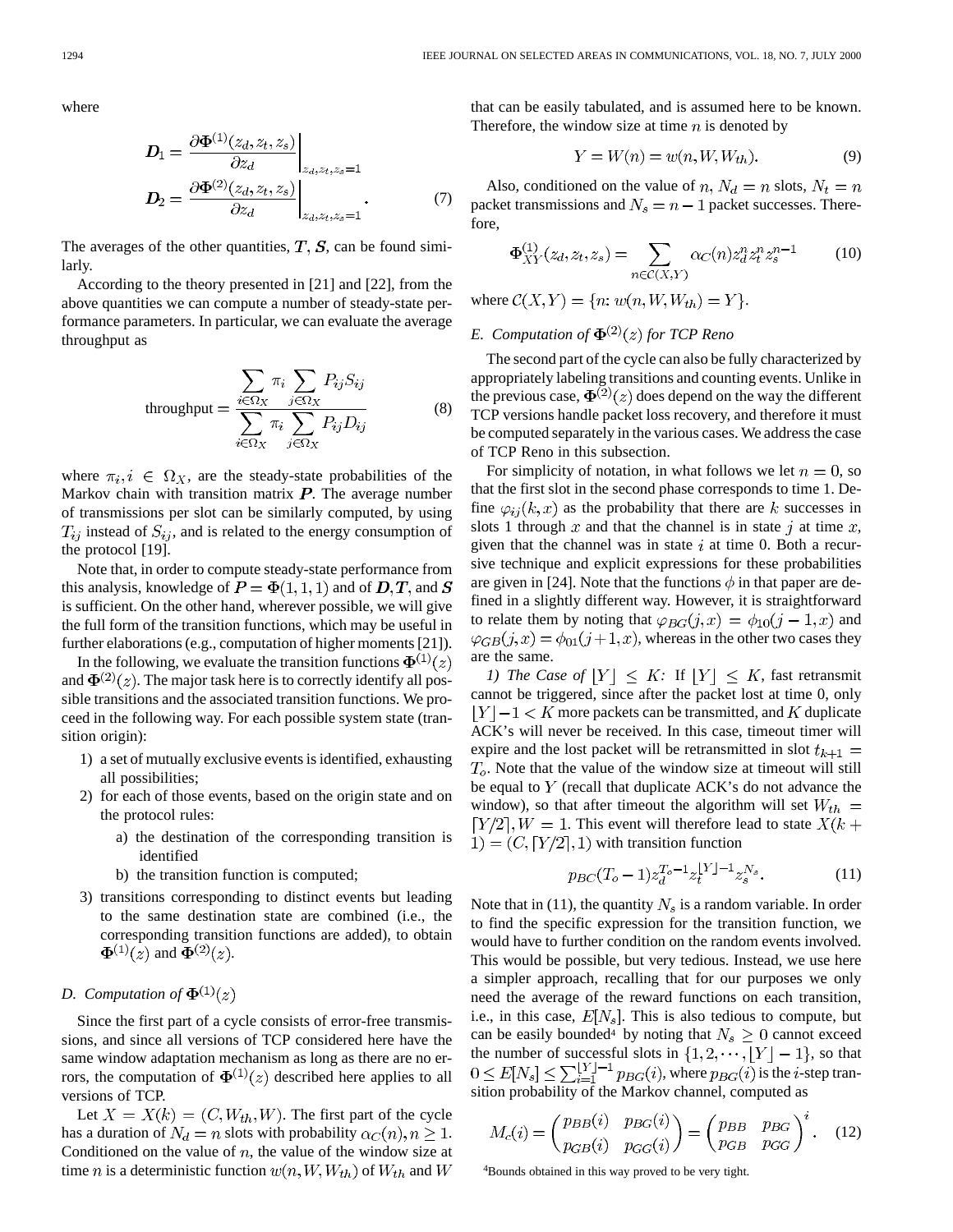where

$$
\boldsymbol{D}_1 = \left. \frac{\partial \boldsymbol{\Phi}^{(1)}(z_d, z_t, z_s)}{\partial z_d} \right|_{z_d, z_t, z_s = 1}
$$

$$
\boldsymbol{D}_2 = \left. \frac{\partial \boldsymbol{\Phi}^{(2)}(z_d, z_t, z_s)}{\partial z_d} \right|_{z_d, z_t, z_s = 1}. \tag{7}
$$

The averages of the other quantities, $\boldsymbol{T}, \boldsymbol{S}$, can be found similarly.

According to the theory presented in [21] and [22], from the above quantities we can compute a number of steady-state performance parameters. In particular, we can evaluate the average throughput as

$$
\text{throughput} = \frac{\sum_{i \in \Omega_X} \pi_i \sum_{j \in \Omega_X} P_{ij} S_{ij}}{\sum_{i \in \Omega_X} \pi_i \sum_{j \in \Omega_X} P_{ij} D_{ij}} \tag{8}
$$

where $\pi_i, i \in \Omega_X$, are the steady-state probabilities of the Markov chain with transition matrix $\boldsymbol{P}$. The average number of transmissions per slot can be similarly computed, by using $T_{ij}$ instead of $S_{ij}$, and is related to the energy consumption of the protocol [19].

Note that, in order to compute steady-state performance from this analysis, knowledge of $\boldsymbol{P} = \boldsymbol{\Phi}(1,1,1)$ and of $\boldsymbol{D}, \boldsymbol{T}$, and $\boldsymbol{S}$ is sufficient. On the other hand, wherever possible, we will give the full form of the transition functions, which may be useful in further elaborations (e.g., computation of higher moments [21]).

In the following, we evaluate the transition functions $\boldsymbol{\Phi}^{(1)}(z)$ and $\boldsymbol{\Phi}^{(2)}(z)$. The major task here is to correctly identify all possible transitions and the associated transition functions. We proceed in the following way. For each possible system state (transition origin):

1) a set of mutually exclusive events is identified, exhausting all possibilities;
2) for each of those events, based on the origin state and on the protocol rules:
   a) the destination of the corresponding transition is identified
   b) the transition function is computed;
3) transitions corresponding to distinct events but leading to the same destination state are combined (i.e., the corresponding transition functions are added), to obtain $\boldsymbol{\Phi}^{(1)}(z)$ and $\boldsymbol{\Phi}^{(2)}(z)$.

## D. Computation of $\boldsymbol{\Phi}^{(1)}(z)$

Since the first part of a cycle consists of error-free transmissions, and since all versions of TCP considered here have the same window adaptation mechanism as long as there are no errors, the computation of $\boldsymbol{\Phi}^{(1)}(z)$ described here applies to all versions of TCP.

Let $X = X(k) = (C, W_{th}, W)$. The first part of the cycle has a duration of $N_d = n$ slots with probability $\alpha_C(n), n \geq 1$. Conditioned on the value of $n$, the value of the window size at time $n$ is a deterministic function $w(n, W, W_{th})$ of $W_{th}$ and $W$ that can be easily tabulated, and is assumed here to be known. Therefore, the window size at time $n$ is denoted by

$$
Y = W(n) = w(n, W, W_{th}). \tag{9}
$$

Also, conditioned on the value of $n$, $N_d = n$ slots, $N_t = n$ packet transmissions and $N_s = n - 1$ packet successes. Therefore,

$$
\boldsymbol{\Phi}_{XY}^{(1)}(z_d, z_t, z_s) = \sum_{n \in \mathcal{C}(X,Y)} \alpha_C(n) z_d^n z_t^n z_s^{n-1} \tag{10}
$$

where $\mathcal{C}(X, Y) = \{n \colon w(n, W, W_{th}) = Y\}$.

## E. Computation of $\boldsymbol{\Phi}^{(2)}(z)$ for TCP Reno

The second part of the cycle can also be fully characterized by appropriately labeling transitions and counting events. Unlike in the previous case, $\boldsymbol{\Phi}^{(2)}(z)$ does depend on the way the different TCP versions handle packet loss recovery, and therefore it must be computed separately in the various cases. We address the case of TCP Reno in this subsection.

For simplicity of notation, in what follows we let $n = 0$, so that the first slot in the second phase corresponds to time 1. Define $\varphi_{ij}(k, x)$ as the probability that there are $k$ successes in slots 1 through $x$ and that the channel is in state $j$ at time $x$, given that the channel was in state $i$ at time 0. Both a recursive technique and explicit expressions for these probabilities are given in [24]. Note that the functions $\phi$ in that paper are defined in a slightly different way. However, it is straightforward to relate them by noting that $\varphi_{BG}(j, x) = \phi_{10}(j-1, x)$ and $\varphi_{GB}(j, x) = \phi_{01}(j+1, x)$, whereas in the other two cases they are the same.

*1) The Case of $\lfloor Y \rfloor \leq K$:* If $\lfloor Y \rfloor \leq K$, fast retransmit cannot be triggered, since after the packet lost at time 0, only $\lfloor Y \rfloor - 1 < K$ more packets can be transmitted, and $K$ duplicate ACK's will never be received. In this case, timeout timer will expire and the lost packet will be retransmitted in slot $t_{k+1} = T_o$. Note that the value of the window size at timeout will still be equal to $Y$ (recall that duplicate ACK's do not advance the window), so that after timeout the algorithm will set $W_{th} = \lceil Y/2 \rceil, W = 1$. This event will therefore lead to state $X(k+1) = (C, \lceil Y/2 \rceil, 1)$ with transition function

$$
p_{BC}(T_o - 1) z_d^{T_o - 1} z_t^{\lfloor Y \rfloor - 1} z_s^{N_s}. \tag{11}
$$

Note that in (11), the quantity $N_s$ is a random variable. In order to find the specific expression for the transition function, we would have to further condition on the random events involved. This would be possible, but very tedious. Instead, we use here a simpler approach, recalling that for our purposes we only need the average of the reward functions on each transition, i.e., in this case, $E[N_s]$. This is also tedious to compute, but can be easily bounded[4] by noting that $N_s \geq 0$ cannot exceed the number of successful slots in $\{1, 2, \cdots, \lfloor Y \rfloor - 1\}$, so that $0 \leq E[N_s] \leq \sum_{i=1}^{\lfloor Y \rfloor - 1} p_{BG}(i)$, where $p_{BG}(i)$ is the $i$-step transition probability of the Markov channel, computed as

$$
M_c(i) = \begin{pmatrix} p_{BB}(i) & p_{BG}(i) \\ p_{GB}(i) & p_{GG}(i) \end{pmatrix} = \begin{pmatrix} p_{BB} & p_{BG} \\ p_{GB} & p_{GG} \end{pmatrix}^i. \tag{12}
$$

[4] Bounds obtained in this way proved to be very tight.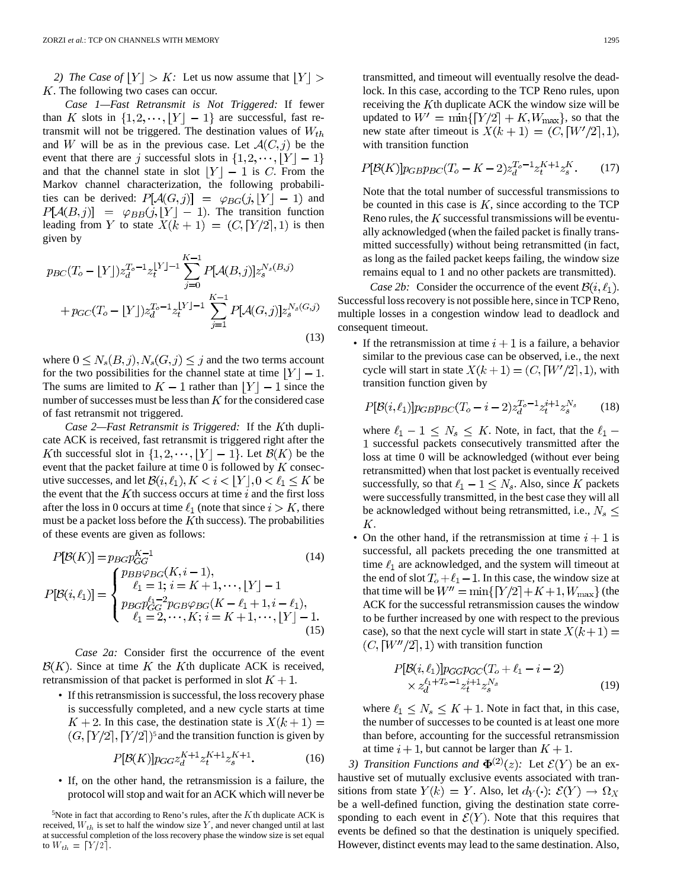*2) The Case of $\lfloor Y \rfloor > K$:* Let us now assume that $\lfloor Y \rfloor > K$. The following two cases can occur.

*Case 1—Fast Retransmit is Not Triggered:* If fewer than $K$ slots in $\{1, 2, \cdots, \lfloor Y \rfloor - 1\}$ are successful, fast retransmit will not be triggered. The destination values of $W_{th}$ and $W$ will be as in the previous case. Let $\mathcal{A}(C, j)$ be the event that there are $j$ successful slots in $\{1, 2, \cdots, \lfloor Y \rfloor - 1\}$ and that the channel state in slot $\lfloor Y \rfloor - 1$ is $C$. From the Markov channel characterization, the following probabilities can be derived: $P[\mathcal{A}(G, j)] = \varphi_{BG}(j, \lfloor Y \rfloor - 1)$ and $P[\mathcal{A}(B, j)] = \varphi_{BB}(j, \lfloor Y \rfloor - 1)$. The transition function leading from $Y$ to state $X(k+1) = (C, \lceil Y/2 \rceil, 1)$ is then given by

$$
\begin{aligned}
&p_{BC}(T_o - \lfloor Y \rfloor) z_d^{T_o - 1} z_t^{\lfloor Y \rfloor - 1} \sum_{j=0}^{K-1} P[\mathcal{A}(B, j)] z_s^{N_s(B,j)} \\
&+ p_{GC}(T_o - \lfloor Y \rfloor) z_d^{T_o - 1} z_t^{\lfloor Y \rfloor - 1} \sum_{j=1}^{K-1} P[\mathcal{A}(G, j)] z_s^{N_s(G,j)}
\end{aligned} \tag{13}
$$

where $0 \leq N_s(B, j), N_s(G, j) \leq j$ and the two terms account for the two possibilities for the channel state at time $\lfloor Y \rfloor - 1$. The sums are limited to $K - 1$ rather than $\lfloor Y \rfloor - 1$ since the number of successes must be less than $K$ for the considered case of fast retransmit not triggered.

*Case 2—Fast Retransmit is Triggered:* If the $K$th duplicate ACK is received, fast retransmit is triggered right after the $K$th successful slot in $\{1, 2, \cdots, \lfloor Y \rfloor - 1\}$. Let $\mathcal{B}(K)$ be the event that the packet failure at time 0 is followed by $K$ consecutive successes, and let $\mathcal{B}(i, \ell_1), K < i < \lfloor Y \rfloor, 0 < \ell_1 \leq K$ be the event that the $K$th success occurs at time $i$ and the first loss after the loss in 0 occurs at time $\ell_1$ (note that since $i > K$, there must be a packet loss before the $K$th success). The probabilities of these events are given as follows:

$$
P[\mathcal{B}(K)] = p_{BG} p_{GG}^{K-1} \tag{14}
$$

$$
P[\mathcal{B}(i, \ell_1)] = \begin{cases} p_{BB} \varphi_{BG}(K, i-1), \\ \quad \ell_1 = 1; \, i = K+1, \cdots, \lfloor Y \rfloor - 1 \\ p_{BG} p_{GG}^{\ell_1 - 2} p_{GB} \varphi_{BG}(K - \ell_1 + 1, i - \ell_1), \\ \quad \ell_1 = 2, \cdots, K; \, i = K+1, \cdots, \lfloor Y \rfloor - 1. \end{cases} \tag{15}
$$

*Case 2a:* Consider first the occurrence of the event $\mathcal{B}(K)$. Since at time $K$ the $K$th duplicate ACK is received, retransmission of that packet is performed in slot $K + 1$.

- If this retransmission is successful, the loss recovery phase is successfully completed, and a new cycle starts at time $K + 2$. In this case, the destination state is $X(k+1) = (G, \lceil Y/2 \rceil, \lceil Y/2 \rceil)$[5] and the transition function is given by

$$
P[\mathcal{B}(K)] p_{GG} z_d^{K+1} z_t^{K+1} z_s^{K+1}. \tag{16}
$$

- If, on the other hand, the retransmission is a failure, the protocol will stop and wait for an ACK which will never be transmitted, and timeout will eventually resolve the deadlock. In this case, according to the TCP Reno rules, upon receiving the $K$th duplicate ACK the window size will be updated to $W' = \min\{\lceil Y/2 \rceil + K, W_{\max}\}$, so that the new state after timeout is $X(k+1) = (C, \lceil W'/2 \rceil, 1)$, with transition function

$$
P[\mathcal{B}(K)] p_{GB} p_{BC}(T_o - K - 2) z_d^{T_o - 1} z_t^{K+1} z_s^K. \tag{17}
$$

Note that the total number of successful transmissions to be counted in this case is $K$, since according to the TCP Reno rules, the $K$ successful transmissions will be eventually acknowledged (when the failed packet is finally transmitted successfully) without being retransmitted (in fact, as long as the failed packet keeps failing, the window size remains equal to 1 and no other packets are transmitted).

*Case 2b:* Consider the occurrence of the event $\mathcal{B}(i, \ell_1)$. Successful loss recovery is not possible here, since in TCP Reno, multiple losses in a congestion window lead to deadlock and consequent timeout.

- If the retransmission at time $i + 1$ is a failure, a behavior similar to the previous case can be observed, i.e., the next cycle will start in state $X(k+1) = (C, \lceil W'/2 \rceil, 1)$, with transition function given by

$$
P[\mathcal{B}(i, \ell_1)] p_{GB} p_{BC}(T_o - i - 2) z_d^{T_o - 1} z_t^{i+1} z_s^{N_s} \tag{18}
$$

where $\ell_1 - 1 \leq N_s \leq K$. Note, in fact, that the $\ell_1 - 1$ successful packets consecutively transmitted after the loss at time 0 will be acknowledged (without ever being retransmitted) when that lost packet is eventually received successfully, so that $\ell_1 - 1 \leq N_s$. Also, since $K$ packets were successfully transmitted, in the best case they will all be acknowledged without being retransmitted, i.e., $N_s \leq K$.

- On the other hand, if the retransmission at time $i + 1$ is successful, all packets preceding the one transmitted at time $\ell_1$ are acknowledged, and the system will timeout at the end of slot $T_o + \ell_1 - 1$. In this case, the window size at that time will be $W'' = \min\{\lceil Y/2 \rceil + K + 1, W_{\max}\}$ (the ACK for the successful retransmission causes the window to be further increased by one with respect to the previous case), so that the next cycle will start in state $X(k+1) = (C, \lceil W''/2 \rceil, 1)$ with transition function

$$
\begin{aligned}
&P[\mathcal{B}(i, \ell_1)] p_{GG} p_{GC}(T_o + \ell_1 - i - 2) \\
&\times z_d^{\ell_1 + T_o - 1} z_t^{i+1} z_s^{N_s}
\end{aligned} \tag{19}
$$

where $\ell_1 \leq N_s \leq K + 1$. Note in fact that, in this case, the number of successes to be counted is at least one more than before, accounting for the successful retransmission at time $i + 1$, but cannot be larger than $K + 1$.

*3) Transition Functions and $\Phi^{(2)}(z)$:* Let $\mathcal{E}(Y)$ be an exhaustive set of mutually exclusive events associated with transitions from state $Y(k) = Y$. Also, let $d_Y(\cdot)$: $\mathcal{E}(Y) \to \Omega_X$ be a well-defined function, giving the destination state corresponding to each event in $\mathcal{E}(Y)$. Note that this requires that events be defined so that the destination is uniquely specified. However, distinct events may lead to the same destination. Also,

[5] Note in fact that according to Reno's rules, after the $K$th duplicate ACK is received, $W_{th}$ is set to half the window size $Y$, and never changed until at last at successful completion of the loss recovery phase the window size is set equal to $W_{th} = \lceil Y/2 \rceil$.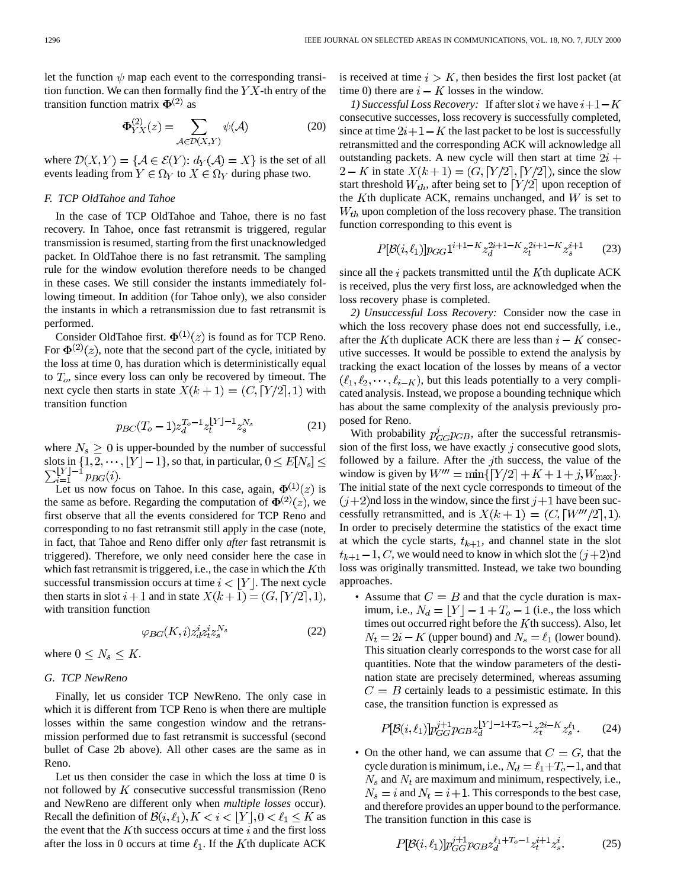let the function $\psi$ map each event to the corresponding transition function. We can then formally find the $YX$-th entry of the transition function matrix $\mathbf{\Phi}^{(2)}$ as

$$\mathbf{\Phi}^{(2)}_{YX}(z) = \sum_{\mathcal{A} \in \mathcal{D}(X,Y)} \psi(\mathcal{A}) \tag{20}$$

where $\mathcal{D}(X,Y) = \{\mathcal{A} \in \mathcal{E}(Y): d_Y(\mathcal{A}) = X\}$ is the set of all events leading from $Y \in \Omega_Y$ to $X \in \Omega_Y$ during phase two.

### F. TCP OldTahoe and Tahoe

In the case of TCP OldTahoe and Tahoe, there is no fast recovery. In Tahoe, once fast retransmit is triggered, regular transmission is resumed, starting from the first unacknowledged packet. In OldTahoe there is no fast retransmit. The sampling rule for the window evolution therefore needs to be changed in these cases. We still consider the instants immediately following timeout. In addition (for Tahoe only), we also consider the instants in which a retransmission due to fast retransmit is performed.

Consider OldTahoe first. $\mathbf{\Phi}^{(1)}(z)$ is found as for TCP Reno. For $\mathbf{\Phi}^{(2)}(z)$, note that the second part of the cycle, initiated by the loss at time 0, has duration which is deterministically equal to $T_o$, since every loss can only be recovered by timeout. The next cycle then starts in state $X(k+1) = (C, \lceil Y/2 \rceil, 1)$ with transition function

$$p_{BC}(T_o - 1) z_d^{T_o - 1} z_t^{\lfloor Y \rfloor - 1} z_s^{N_s} \tag{21}$$

where $N_s \geq 0$ is upper-bounded by the number of successful slots in $\{1, 2, \cdots, \lfloor Y \rfloor - 1\}$, so that, in particular, $0 \leq E[N_s] \leq \sum_{i=1}^{\lfloor Y \rfloor - 1} p_{BG}(i)$.

Let us now focus on Tahoe. In this case, again, $\mathbf{\Phi}^{(1)}(z)$ is the same as before. Regarding the computation of $\mathbf{\Phi}^{(2)}(z)$, we first observe that all the events considered for TCP Reno and corresponding to no fast retransmit still apply in the case (note, in fact, that Tahoe and Reno differ only *after* fast retransmit is triggered). Therefore, we only need consider here the case in which fast retransmit is triggered, i.e., the case in which the $K$th successful transmission occurs at time $i < \lfloor Y \rfloor$. The next cycle then starts in slot $i+1$ and in state $X(k+1) = (G, \lceil Y/2 \rceil, 1)$, with transition function

$$\varphi_{BG}(K, i) z_d^i z_t^i z_s^{N_s} \tag{22}$$

where $0 \leq N_s \leq K$.

### G. TCP NewReno

Finally, let us consider TCP NewReno. The only case in which it is different from TCP Reno is when there are multiple losses within the same congestion window and the retransmission performed due to fast retransmit is successful (second bullet of Case 2b above). All other cases are the same as in Reno.

Let us then consider the case in which the loss at time 0 is not followed by $K$ consecutive successful transmission (Reno and NewReno are different only when *multiple losses* occur). Recall the definition of $\mathcal{B}(i, \ell_1), K < i < \lfloor Y \rfloor, 0 < \ell_1 \leq K$ as the event that the $K$th success occurs at time $i$ and the first loss after the loss in 0 occurs at time $\ell_1$. If the $K$th duplicate ACK is received at time $i > K$, then besides the first lost packet (at time 0) there are $i - K$ losses in the window.

*1) Successful Loss Recovery:* If after slot $i$ we have $i+1-K$ consecutive successes, loss recovery is successfully completed, since at time $2i+1-K$ the last packet to be lost is successfully retransmitted and the corresponding ACK will acknowledge all outstanding packets. A new cycle will then start at time $2i+2-K$ in state $X(k+1) = (G, \lceil Y/2 \rceil, \lceil Y/2 \rceil)$, since the slow start threshold $W_{th}$, after being set to $\lceil Y/2 \rceil$ upon reception of the $K$th duplicate ACK, remains unchanged, and $W$ is set to $W_{th}$ upon completion of the loss recovery phase. The transition function corresponding to this event is

$$P[\mathcal{B}(i, \ell_1)] p_{GG} 1^{i+1-K} z_d^{2i+1-K} z_t^{2i+1-K} z_s^{i+1} \tag{23}$$

since all the $i$ packets transmitted until the $K$th duplicate ACK is received, plus the very first loss, are acknowledged when the loss recovery phase is completed.

*2) Unsuccessful Loss Recovery:* Consider now the case in which the loss recovery phase does not end successfully, i.e., after the $K$th duplicate ACK there are less than $i - K$ consecutive successes. It would be possible to extend the analysis by tracking the exact location of the losses by means of a vector $(\ell_1, \ell_2, \cdots, \ell_{i-K})$, but this leads potentially to a very complicated analysis. Instead, we propose a bounding technique which has about the same complexity of the analysis previously proposed for Reno.

With probability $p_{GG}^j p_{GB}$, after the successful retransmission of the first loss, we have exactly $j$ consecutive good slots, followed by a failure. After the $j$th success, the value of the window is given by $W''' = \min\{\lceil Y/2 \rceil + K + 1 + j, W_{\max}\}$. The initial state of the next cycle corresponds to timeout of the $(j+2)$nd loss in the window, since the first $j+1$ have been successfully retransmitted, and is $X(k+1) = (C, \lceil W'''/2 \rceil, 1)$. In order to precisely determine the statistics of the exact time at which the cycle starts, $t_{k+1}$, and channel state in the slot $t_{k+1} - 1, C$, we would need to know in which slot the $(j+2)$nd loss was originally transmitted. Instead, we take two bounding approaches.

- Assume that $C = B$ and that the cycle duration is maximum, i.e., $N_d = \lfloor Y \rfloor - 1 + T_o - 1$ (i.e., the loss which times out occurred right before the $K$th success). Also, let $N_t = 2i - K$ (upper bound) and $N_s = \ell_1$ (lower bound). This situation clearly corresponds to the worst case for all quantities. Note that the window parameters of the destination state are precisely determined, whereas assuming $C = B$ certainly leads to a pessimistic estimate. In this case, the transition function is expressed as

$$P[\mathcal{B}(i, \ell_1)] p_{GG}^{j+1} p_{GB} z_d^{\lfloor Y \rfloor - 1 + T_o - 1} z_t^{2i-K} z_s^{\ell_1}. \tag{24}$$

- On the other hand, we can assume that $C = G$, that the cycle duration is minimum, i.e., $N_d = \ell_1 + T_o - 1$, and that $N_s$ and $N_t$ are maximum and minimum, respectively, i.e., $N_s = i$ and $N_t = i+1$. This corresponds to the best case, and therefore provides an upper bound to the performance. The transition function in this case is

$$P[\mathcal{B}(i, \ell_1)] p_{GG}^{j+1} p_{GB} z_d^{\ell_1 + T_o - 1} z_t^{i+1} z_s^i. \tag{25}$$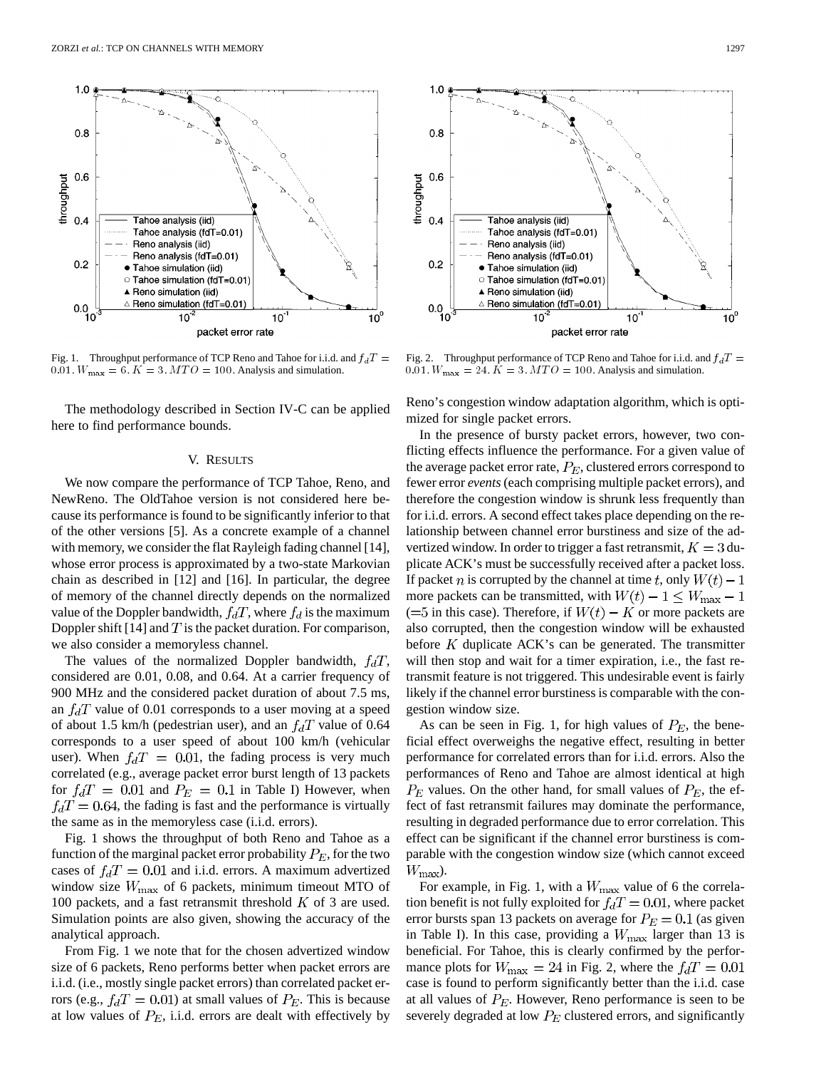Fig. 1. Throughput performance of TCP Reno and Tahoe for i.i.d. and $f_dT = 0.01$. $W_{\max} = 6$. $K = 3$. $MTO = 100$. Analysis and simulation.

Fig. 2. Throughput performance of TCP Reno and Tahoe for i.i.d. and $f_dT = 0.01$. $W_{\max} = 24$. $K = 3$. $MTO = 100$. Analysis and simulation.

The methodology described in Section IV-C can be applied here to find performance bounds.

## V. Results

We now compare the performance of TCP Tahoe, Reno, and NewReno. The OldTahoe version is not considered here because its performance is found to be significantly inferior to that of the other versions [5]. As a concrete example of a channel with memory, we consider the flat Rayleigh fading channel [14], whose error process is approximated by a two-state Markovian chain as described in [12] and [16]. In particular, the degree of memory of the channel directly depends on the normalized value of the Doppler bandwidth, $f_dT$, where $f_d$ is the maximum Doppler shift [14] and $T$ is the packet duration. For comparison, we also consider a memoryless channel.

The values of the normalized Doppler bandwidth, $f_dT$, considered are 0.01, 0.08, and 0.64. At a carrier frequency of 900 MHz and the considered packet duration of about 7.5 ms, an $f_dT$ value of 0.01 corresponds to a user moving at a speed of about 1.5 km/h (pedestrian user), and an $f_dT$ value of 0.64 corresponds to a user speed of about 100 km/h (vehicular user). When $f_dT = 0.01$, the fading process is very much correlated (e.g., average packet error burst length of 13 packets for $f_dT = 0.01$ and $P_E = 0.1$ in Table I) However, when $f_dT = 0.64$, the fading is fast and the performance is virtually the same as in the memoryless case (i.i.d. errors).

Fig. 1 shows the throughput of both Reno and Tahoe as a function of the marginal packet error probability $P_E$, for the two cases of $f_dT = 0.01$ and i.i.d. errors. A maximum advertized window size $W_{\max}$ of 6 packets, minimum timeout MTO of 100 packets, and a fast retransmit threshold $K$ of 3 are used. Simulation points are also given, showing the accuracy of the analytical approach.

From Fig. 1 we note that for the chosen advertized window size of 6 packets, Reno performs better when packet errors are i.i.d. (i.e., mostly single packet errors) than correlated packet errors (e.g., $f_dT = 0.01$) at small values of $P_E$. This is because at low values of $P_E$, i.i.d. errors are dealt with effectively by Reno's congestion window adaptation algorithm, which is optimized for single packet errors.

In the presence of bursty packet errors, however, two conflicting effects influence the performance. For a given value of the average packet error rate, $P_E$, clustered errors correspond to fewer error *events* (each comprising multiple packet errors), and therefore the congestion window is shrunk less frequently than for i.i.d. errors. A second effect takes place depending on the relationship between channel error burstiness and size of the advertized window. In order to trigger a fast retransmit, $K = 3$ duplicate ACK's must be successfully received after a packet loss. If packet $n$ is corrupted by the channel at time $t$, only $W(t) - 1$ more packets can be transmitted, with $W(t) - 1 \leq W_{\max} - 1$ (=5 in this case). Therefore, if $W(t) - K$ or more packets are also corrupted, then the congestion window will be exhausted before $K$ duplicate ACK's can be generated. The transmitter will then stop and wait for a timer expiration, i.e., the fast retransmit feature is not triggered. This undesirable event is fairly likely if the channel error burstiness is comparable with the congestion window size.

As can be seen in Fig. 1, for high values of $P_E$, the beneficial effect overweighs the negative effect, resulting in better performance for correlated errors than for i.i.d. errors. Also the performances of Reno and Tahoe are almost identical at high $P_E$ values. On the other hand, for small values of $P_E$, the effect of fast retransmit failures may dominate the performance, resulting in degraded performance due to error correlation. This effect can be significant if the channel error burstiness is comparable with the congestion window size (which cannot exceed $W_{\max}$).

For example, in Fig. 1, with a $W_{\max}$ value of 6 the correlation benefit is not fully exploited for $f_dT = 0.01$, where packet error bursts span 13 packets on average for $P_E = 0.1$ (as given in Table I). In this case, providing a $W_{\max}$ larger than 13 is beneficial. For Tahoe, this is clearly confirmed by the performance plots for $W_{\max} = 24$ in Fig. 2, where the $f_dT = 0.01$ case is found to perform significantly better than the i.i.d. case at all values of $P_E$. However, Reno performance is seen to be severely degraded at low $P_E$ clustered errors, and significantly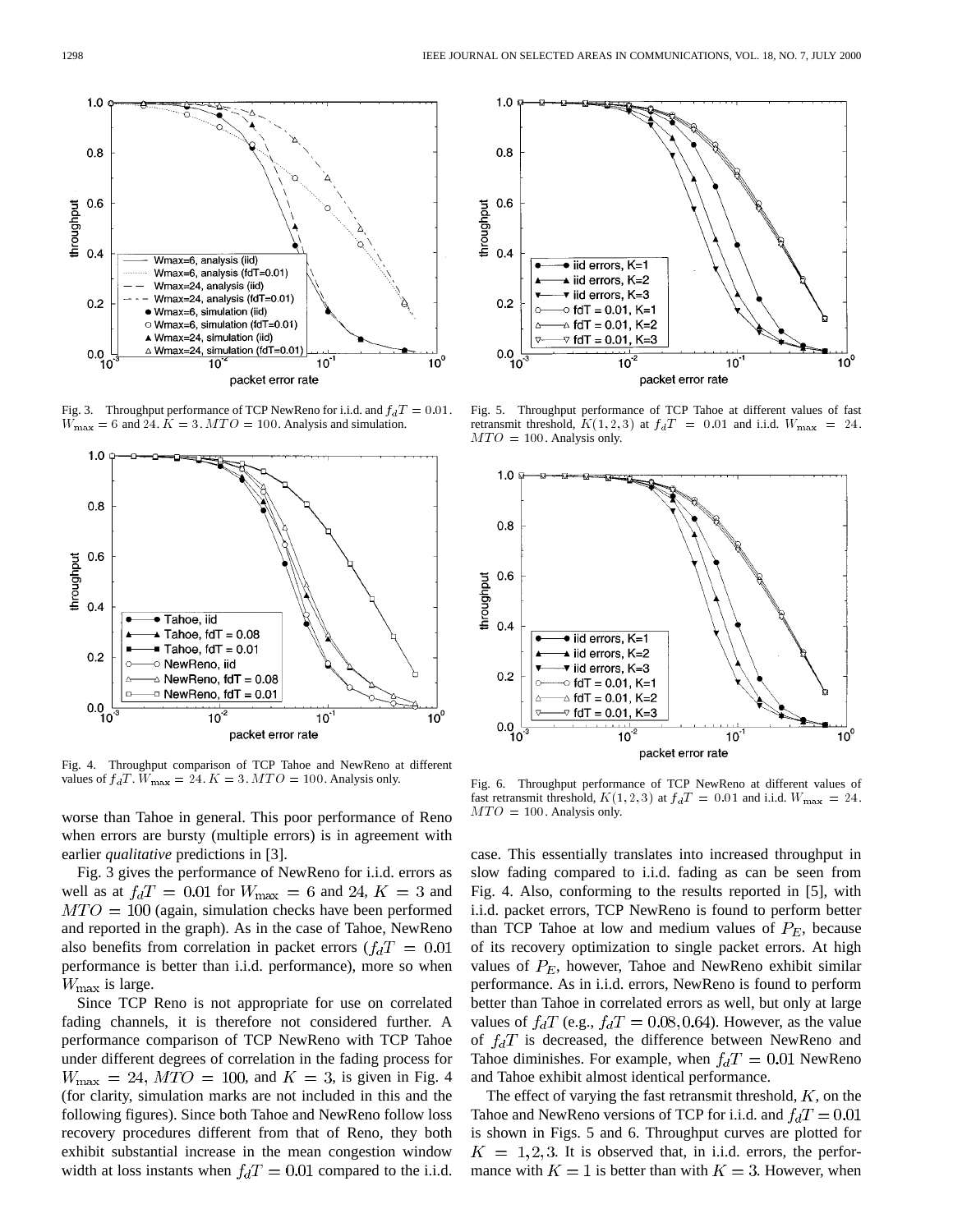Fig. 3. Throughput performance of TCP NewReno for i.i.d. and $f_dT = 0.01$. $W_{\max} = 6$ and 24. $K = 3$. $MTO = 100$. Analysis and simulation.

Fig. 4. Throughput comparison of TCP Tahoe and NewReno at different values of $f_dT$. $W_{\max} = 24$. $K = 3$. $MTO = 100$. Analysis only.

Fig. 5. Throughput performance of TCP Tahoe at different values of fast retransmit threshold, $K(1, 2, 3)$ at $f_dT = 0.01$ and i.i.d. $W_{\max} = 24$. $MTO = 100$. Analysis only.

Fig. 6. Throughput performance of TCP NewReno at different values of fast retransmit threshold, $K(1, 2, 3)$ at $f_dT = 0.01$ and i.i.d. $W_{\max} = 24$. $MTO = 100$. Analysis only.

worse than Tahoe in general. This poor performance of Reno when errors are bursty (multiple errors) is in agreement with earlier *qualitative* predictions in [3].

Fig. 3 gives the performance of NewReno for i.i.d. errors as well as at $f_dT = 0.01$ for $W_{\max} = 6$ and 24, $K = 3$ and $MTO = 100$ (again, simulation checks have been performed and reported in the graph). As in the case of Tahoe, NewReno also benefits from correlation in packet errors ($f_dT = 0.01$ performance is better than i.i.d. performance), more so when $W_{\max}$ is large.

Since TCP Reno is not appropriate for use on correlated fading channels, it is therefore not considered further. A performance comparison of TCP NewReno with TCP Tahoe under different degrees of correlation in the fading process for $W_{\max} = 24$, $MTO = 100$, and $K = 3$, is given in Fig. 4 (for clarity, simulation marks are not included in this and the following figures). Since both Tahoe and NewReno follow loss recovery procedures different from that of Reno, they both exhibit substantial increase in the mean congestion window width at loss instants when $f_dT = 0.01$ compared to the i.i.d. case. This essentially translates into increased throughput in slow fading compared to i.i.d. fading as can be seen from Fig. 4. Also, conforming to the results reported in [5], with i.i.d. packet errors, TCP NewReno is found to perform better than TCP Tahoe at low and medium values of $P_E$, because of its recovery optimization to single packet errors. At high values of $P_E$, however, Tahoe and NewReno exhibit similar performance. As in i.i.d. errors, NewReno is found to perform better than Tahoe in correlated errors as well, but only at large values of $f_dT$ (e.g., $f_dT = 0.08, 0.64$). However, as the value of $f_dT$ is decreased, the difference between NewReno and Tahoe diminishes. For example, when $f_dT = 0.01$ NewReno and Tahoe exhibit almost identical performance.

The effect of varying the fast retransmit threshold, $K$, on the Tahoe and NewReno versions of TCP for i.i.d. and $f_dT = 0.01$ is shown in Figs. 5 and 6. Throughput curves are plotted for $K = 1, 2, 3$. It is observed that, in i.i.d. errors, the performance with $K = 1$ is better than with $K = 3$. However, when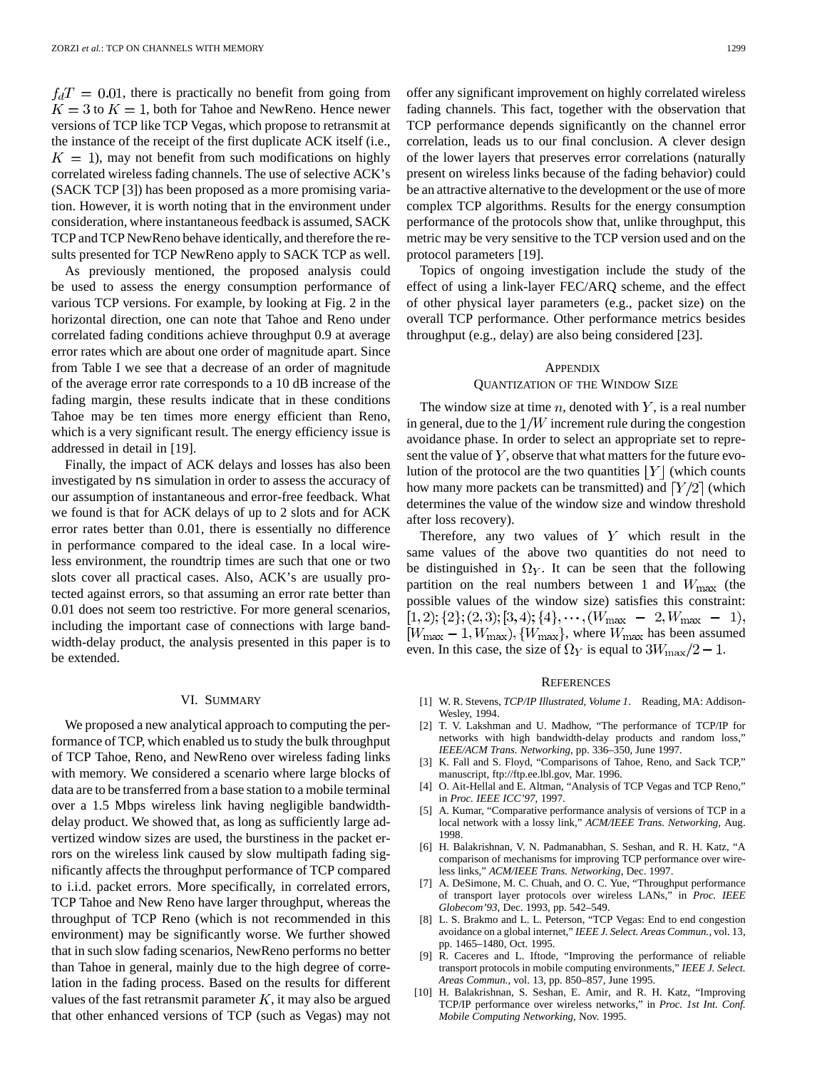$f_dT = 0.01$, there is practically no benefit from going from $K = 3$ to $K = 1$, both for Tahoe and NewReno. Hence newer versions of TCP like TCP Vegas, which propose to retransmit at the instance of the receipt of the first duplicate ACK itself (i.e., $K = 1$), may not benefit from such modifications on highly correlated wireless fading channels. The use of selective ACK's (SACK TCP [3]) has been proposed as a more promising variation. However, it is worth noting that in the environment under consideration, where instantaneous feedback is assumed, SACK TCP and TCP NewReno behave identically, and therefore the results presented for TCP NewReno apply to SACK TCP as well.

As previously mentioned, the proposed analysis could be used to assess the energy consumption performance of various TCP versions. For example, by looking at Fig. 2 in the horizontal direction, one can note that Tahoe and Reno under correlated fading conditions achieve throughput 0.9 at average error rates which are about one order of magnitude apart. Since from Table I we see that a decrease of an order of magnitude of the average error rate corresponds to a 10 dB increase of the fading margin, these results indicate that in these conditions Tahoe may be ten times more energy efficient than Reno, which is a very significant result. The energy efficiency issue is addressed in detail in [19].

Finally, the impact of ACK delays and losses has also been investigated by ns simulation in order to assess the accuracy of our assumption of instantaneous and error-free feedback. What we found is that for ACK delays of up to 2 slots and for ACK error rates better than 0.01, there is essentially no difference in performance compared to the ideal case. In a local wireless environment, the roundtrip times are such that one or two slots cover all practical cases. Also, ACK's are usually protected against errors, so that assuming an error rate better than 0.01 does not seem too restrictive. For more general scenarios, including the important case of connections with large bandwidth-delay product, the analysis presented in this paper is to be extended.

## VI. Summary

We proposed a new analytical approach to computing the performance of TCP, which enabled us to study the bulk throughput of TCP Tahoe, Reno, and NewReno over wireless fading links with memory. We considered a scenario where large blocks of data are to be transferred from a base station to a mobile terminal over a 1.5 Mbps wireless link having negligible bandwidth-delay product. We showed that, as long as sufficiently large advertized window sizes are used, the burstiness in the packet errors on the wireless link caused by slow multipath fading significantly affects the throughput performance of TCP compared to i.i.d. packet errors. More specifically, in correlated errors, TCP Tahoe and New Reno have larger throughput, whereas the throughput of TCP Reno (which is not recommended in this environment) may be significantly worse. We further showed that in such slow fading scenarios, NewReno performs no better than Tahoe in general, mainly due to the high degree of correlation in the fading process. Based on the results for different values of the fast retransmit parameter $K$, it may also be argued that other enhanced versions of TCP (such as Vegas) may not offer any significant improvement on highly correlated wireless fading channels. This fact, together with the observation that TCP performance depends significantly on the channel error correlation, leads us to our final conclusion. A clever design of the lower layers that preserves error correlations (naturally present on wireless links because of the fading behavior) could be an attractive alternative to the development or the use of more complex TCP algorithms. Results for the energy consumption performance of the protocols show that, unlike throughput, this metric may be very sensitive to the TCP version used and on the protocol parameters [19].

Topics of ongoing investigation include the study of the effect of using a link-layer FEC/ARQ scheme, and the effect of other physical layer parameters (e.g., packet size) on the overall TCP performance. Other performance metrics besides throughput (e.g., delay) are also being considered [23].

## Appendix
## Quantization of the Window Size

The window size at time $n$, denoted with $Y$, is a real number in general, due to the $1/W$ increment rule during the congestion avoidance phase. In order to select an appropriate set to represent the value of $Y$, observe that what matters for the future evolution of the protocol are the two quantities $\lfloor Y \rfloor$ (which counts how many more packets can be transmitted) and $\lceil Y/2 \rceil$ (which determines the value of the window size and window threshold after loss recovery).

Therefore, any two values of $Y$ which result in the same values of the above two quantities do not need to be distinguished in $\Omega_Y$. It can be seen that the following partition on the real numbers between 1 and $W_{\max}$ (the possible values of the window size) satisfies this constraint: $[1,2); \{2\}; (2,3); [3,4); \{4\}, \cdots, (W_{\max} - 2, W_{\max} - 1)$, $[W_{\max} - 1, W_{\max}), \{W_{\max}\}$, where $W_{\max}$ has been assumed even. In this case, the size of $\Omega_Y$ is equal to $3W_{\max}/2 - 1$.

## References

[1] W. R. Stevens, *TCP/IP Illustrated, Volume 1*. Reading, MA: Addison-Wesley, 1994.

[2] T. V. Lakshman and U. Madhow, "The performance of TCP/IP for networks with high bandwidth-delay products and random loss," *IEEE/ACM Trans. Networking*, pp. 336–350, June 1997.

[3] K. Fall and S. Floyd, "Comparisons of Tahoe, Reno, and Sack TCP," manuscript, ftp://ftp.ee.lbl.gov, Mar. 1996.

[4] O. Ait-Hellal and E. Altman, "Analysis of TCP Vegas and TCP Reno," in *Proc. IEEE ICC'97*, 1997.

[5] A. Kumar, "Comparative performance analysis of versions of TCP in a local network with a lossy link," *ACM/IEEE Trans. Networking*, Aug. 1998.

[6] H. Balakrishnan, V. N. Padmanabhan, S. Seshan, and R. H. Katz, "A comparison of mechanisms for improving TCP performance over wireless links," *ACM/IEEE Trans. Networking*, Dec. 1997.

[7] A. DeSimone, M. C. Chuah, and O. C. Yue, "Throughput performance of transport layer protocols over wireless LANs," in *Proc. IEEE Globecom'93*, Dec. 1993, pp. 542–549.

[8] L. S. Brakmo and L. L. Peterson, "TCP Vegas: End to end congestion avoidance on a global internet," *IEEE J. Select. Areas Commun.*, vol. 13, pp. 1465–1480, Oct. 1995.

[9] R. Caceres and L. Iftode, "Improving the performance of reliable transport protocols in mobile computing environments," *IEEE J. Select. Areas Commun.*, vol. 13, pp. 850–857, June 1995.

[10] H. Balakrishnan, S. Seshan, E. Amir, and R. H. Katz, "Improving TCP/IP performance over wireless networks," in *Proc. 1st Int. Conf. Mobile Computing Networking*, Nov. 1995.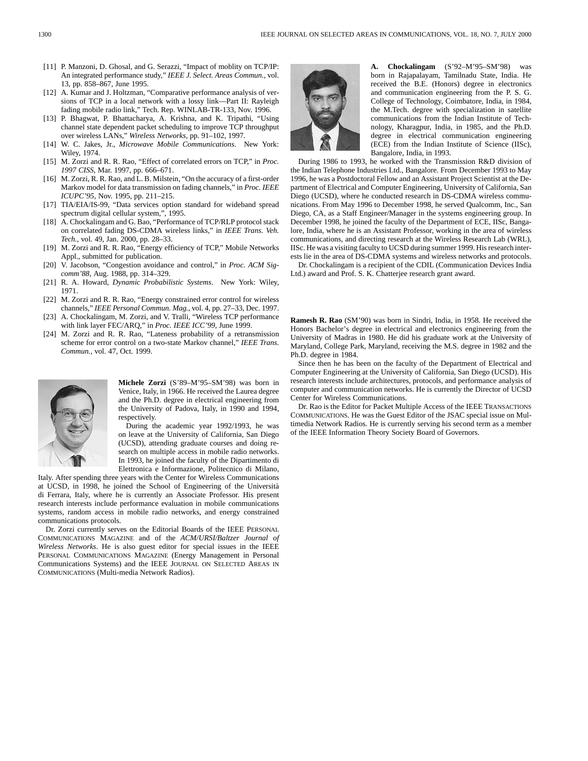[11] P. Manzoni, D. Ghosal, and G. Serazzi, "Impact of moblity on TCP/IP: An integrated performance study," *IEEE J. Select. Areas Commun.*, vol. 13, pp. 858–867, June 1995.

[12] A. Kumar and J. Holtzman, "Comparative performance analysis of versions of TCP in a local network with a lossy link—Part II: Rayleigh fading mobile radio link," Tech. Rep. WINLAB-TR-133, Nov. 1996.

[13] P. Bhagwat, P. Bhattacharya, A. Krishna, and K. Tripathi, "Using channel state dependent packet scheduling to improve TCP throughput over wireless LANs," *Wireless Networks*, pp. 91–102, 1997.

[14] W. C. Jakes, Jr., *Microwave Mobile Communications*. New York: Wiley, 1974.

[15] M. Zorzi and R. R. Rao, "Effect of correlated errors on TCP," in *Proc. 1997 CISS*, Mar. 1997, pp. 666–671.

[16] M. Zorzi, R. R. Rao, and L. B. Milstein, "On the accuracy of a first-order Markov model for data transmission on fading channels," in *Proc. IEEE ICUPC'95*, Nov. 1995, pp. 211–215.

[17] TIA/EIA/IS-99, "Data services option standard for wideband spread spectrum digital cellular system,", 1995.

[18] A. Chockalingam and G. Bao, "Performance of TCP/RLP protocol stack on correlated fading DS-CDMA wireless links," in *IEEE Trans. Veh. Tech.*, vol. 49, Jan. 2000, pp. 28–33.

[19] M. Zorzi and R. R. Rao, "Energy efficiency of TCP," Mobile Networks Appl., submitted for publication.

[20] V. Jacobson, "Congestion avoidance and control," in *Proc. ACM Sigcomm'88*, Aug. 1988, pp. 314–329.

[21] R. A. Howard, *Dynamic Probabilistic Systems*. New York: Wiley, 1971.

[22] M. Zorzi and R. R. Rao, "Energy constrained error control for wireless channels," *IEEE Personal Commun. Mag.*, vol. 4, pp. 27–33, Dec. 1997.

[23] A. Chockalingam, M. Zorzi, and V. Tralli, "Wireless TCP performance with link layer FEC/ARQ," in *Proc. IEEE ICC'99*, June 1999.

[24] M. Zorzi and R. R. Rao, "Lateness probability of a retransmission scheme for error control on a two-state Markov channel," *IEEE Trans. Commun.*, vol. 47, Oct. 1999.

**Michele Zorzi** (S'89–M'95–SM'98) was born in Venice, Italy, in 1966. He received the Laurea degree and the Ph.D. degree in electrical engineering from the University of Padova, Italy, in 1990 and 1994, respectively.

During the academic year 1992/1993, he was on leave at the University of California, San Diego (UCSD), attending graduate courses and doing research on multiple access in mobile radio networks. In 1993, he joined the faculty of the Dipartimento di Elettronica e Informazione, Politecnico di Milano, Italy. After spending three years with the Center for Wireless Communications at UCSD, in 1998, he joined the School of Engineering of the Università di Ferrara, Italy, where he is currently an Associate Professor. His present research interests include performance evaluation in mobile communications systems, random access in mobile radio networks, and energy constrained communications protocols.

Dr. Zorzi currently serves on the Editorial Boards of the IEEE PERSONAL COMMUNICATIONS MAGAZINE and of the *ACM/URSI/Baltzer Journal of Wireless Networks*. He is also guest editor for special issues in the IEEE PERSONAL COMMUNICATIONS MAGAZINE (Energy Management in Personal Communications Systems) and the IEEE JOURNAL ON SELECTED AREAS IN COMMUNICATIONS (Multi-media Network Radios).

**A. Chockalingam** (S'92–M'95–SM'98) was born in Rajapalayam, Tamilnadu State, India. He received the B.E. (Honors) degree in electronics and communication engineering from the P. S. G. College of Technology, Coimbatore, India, in 1984, the M.Tech. degree with specialization in satellite communications from the Indian Institute of Technology, Kharagpur, India, in 1985, and the Ph.D. degree in electrical communication engineering (ECE) from the Indian Institute of Science (IISc), Bangalore, India, in 1993.

During 1986 to 1993, he worked with the Transmission R&D division of the Indian Telephone Industries Ltd., Bangalore. From December 1993 to May 1996, he was a Postdoctoral Fellow and an Assistant Project Scientist at the Department of Electrical and Computer Engineering, University of California, San Diego (UCSD), where he conducted research in DS-CDMA wireless communications. From May 1996 to December 1998, he served Qualcomm, Inc., San Diego, CA, as a Staff Engineer/Manager in the systems engineering group. In December 1998, he joined the faculty of the Department of ECE, IISc, Bangalore, India, where he is an Assistant Professor, working in the area of wireless communications, and directing research at the Wireless Research Lab (WRL), IISc. He was a visiting faculty to UCSD during summer 1999. His research interests lie in the area of DS-CDMA systems and wireless networks and protocols.

Dr. Chockalingam is a recipient of the CDIL (Communication Devices India Ltd.) award and Prof. S. K. Chatterjee research grant award.

**Ramesh R. Rao** (SM'90) was born in Sindri, India, in 1958. He received the Honors Bachelor's degree in electrical and electronics engineering from the University of Madras in 1980. He did his graduate work at the University of Maryland, College Park, Maryland, receiving the M.S. degree in 1982 and the Ph.D. degree in 1984.

Since then he has been on the faculty of the Department of Electrical and Computer Engineering at the University of California, San Diego (UCSD). His research interests include architectures, protocols, and performance analysis of computer and communication networks. He is currently the Director of UCSD Center for Wireless Communications.

Dr. Rao is the Editor for Packet Multiple Access of the IEEE TRANSACTIONS COMMUNICATIONS. He was the Guest Editor of the JSAC special issue on Multimedia Network Radios. He is currently serving his second term as a member of the IEEE Information Theory Society Board of Governors.